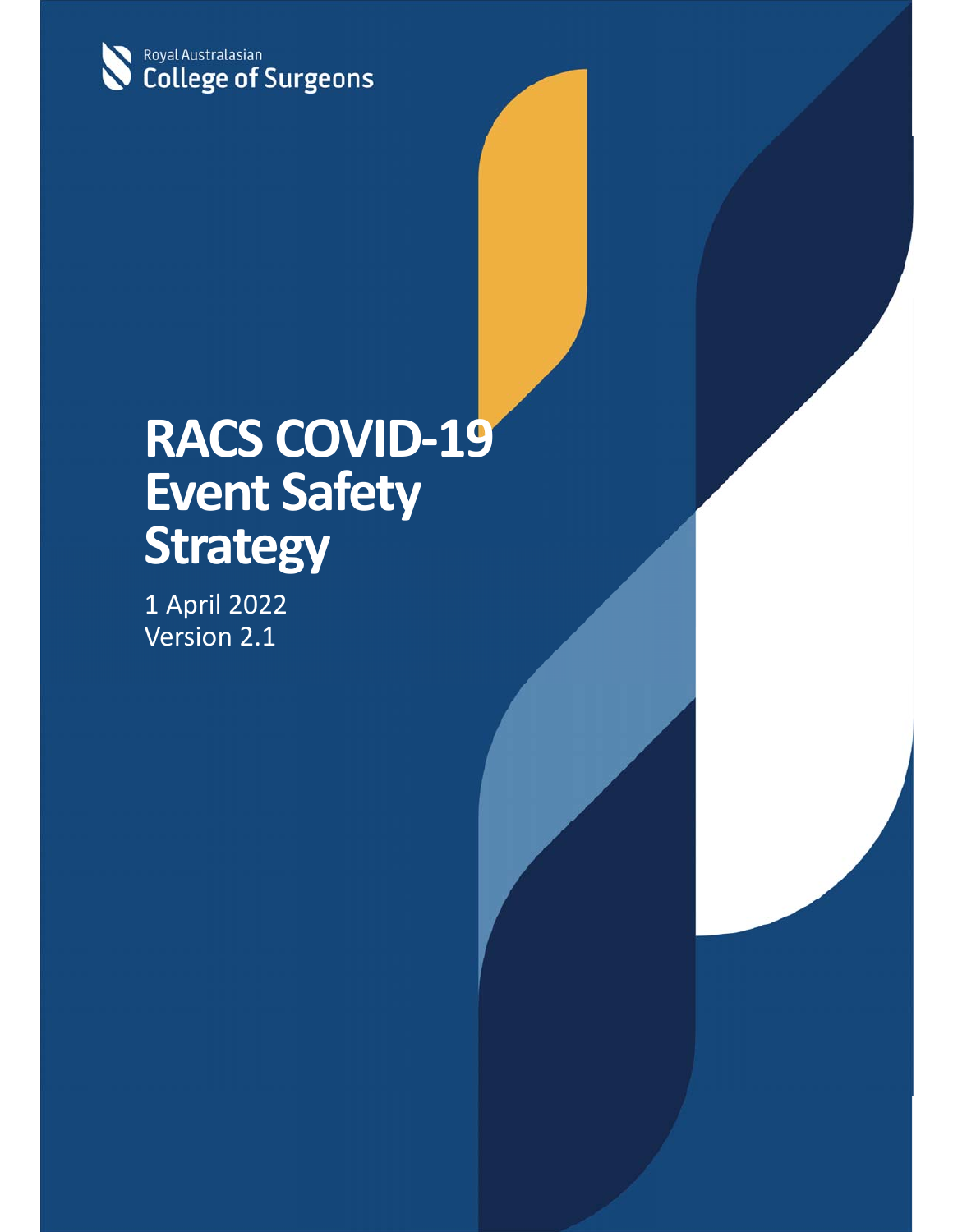Royal Australasian
College of Surgeons

# RACS COVID-19 Event Safety Strategy

1 April 2022
Version 2.1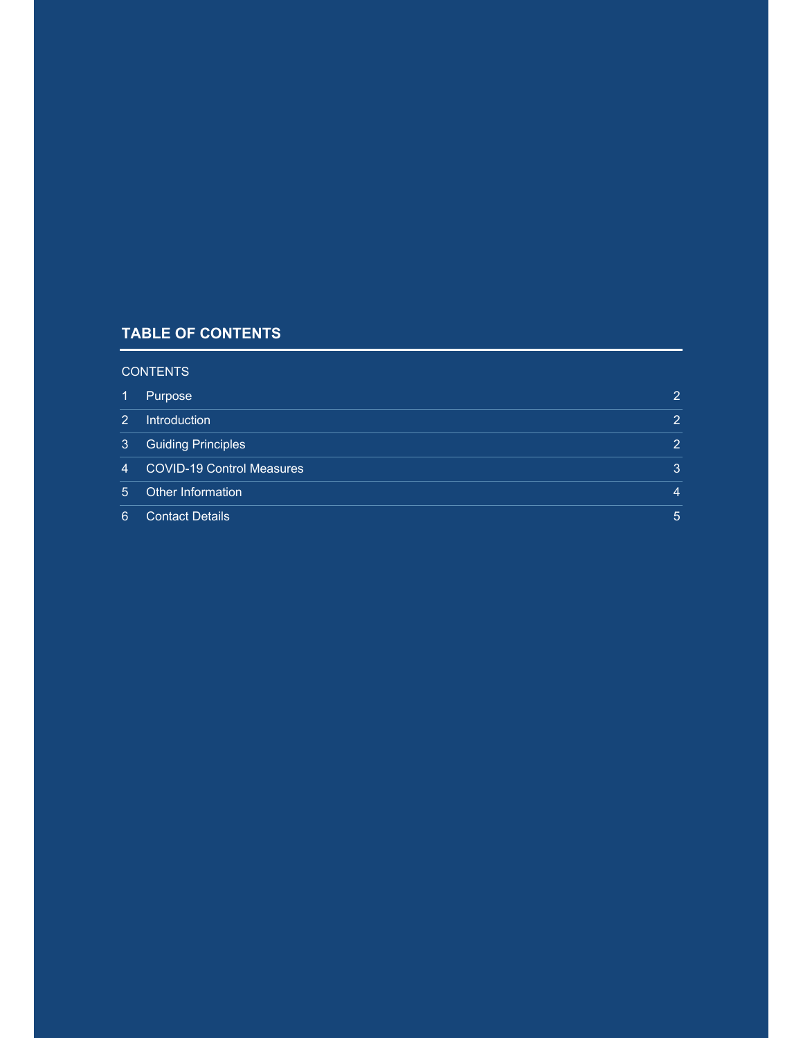## TABLE OF CONTENTS

CONTENTS

| | | |
|---|---|---|
| 1 | Purpose | 2 |
| 2 | Introduction | 2 |
| 3 | Guiding Principles | 2 |
| 4 | COVID-19 Control Measures | 3 |
| 5 | Other Information | 4 |
| 6 | Contact Details | 5 |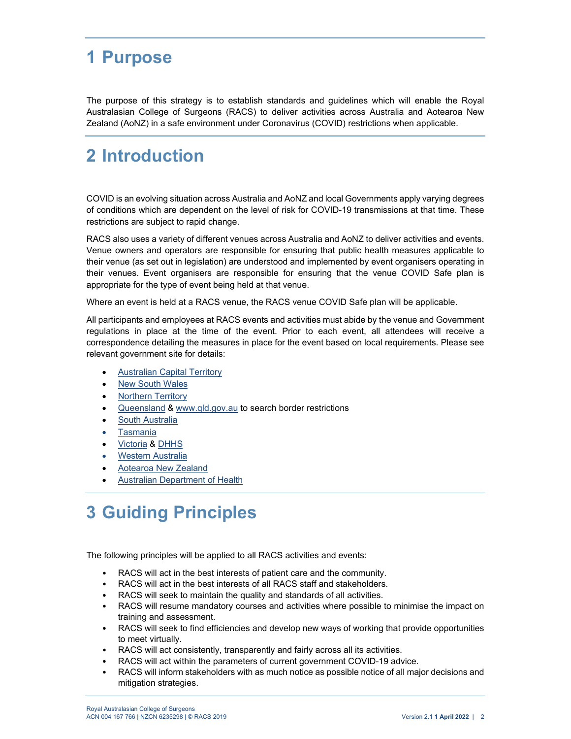# 1 Purpose

The purpose of this strategy is to establish standards and guidelines which will enable the Royal Australasian College of Surgeons (RACS) to deliver activities across Australia and Aotearoa New Zealand (AoNZ) in a safe environment under Coronavirus (COVID) restrictions when applicable.

# 2 Introduction

COVID is an evolving situation across Australia and AoNZ and local Governments apply varying degrees of conditions which are dependent on the level of risk for COVID-19 transmissions at that time. These restrictions are subject to rapid change.

RACS also uses a variety of different venues across Australia and AoNZ to deliver activities and events. Venue owners and operators are responsible for ensuring that public health measures applicable to their venue (as set out in legislation) are understood and implemented by event organisers operating in their venues. Event organisers are responsible for ensuring that the venue COVID Safe plan is appropriate for the type of event being held at that venue.

Where an event is held at a RACS venue, the RACS venue COVID Safe plan will be applicable.

All participants and employees at RACS events and activities must abide by the venue and Government regulations in place at the time of the event. Prior to each event, all attendees will receive a correspondence detailing the measures in place for the event based on local requirements. Please see relevant government site for details:

- Australian Capital Territory
- New South Wales
- Northern Territory
- Queensland & www.qld.gov.au to search border restrictions
- South Australia
- Tasmania
- Victoria & DHHS
- Western Australia
- Aotearoa New Zealand
- Australian Department of Health

# 3 Guiding Principles

The following principles will be applied to all RACS activities and events:

- RACS will act in the best interests of patient care and the community.
- RACS will act in the best interests of all RACS staff and stakeholders.
- RACS will seek to maintain the quality and standards of all activities.
- RACS will resume mandatory courses and activities where possible to minimise the impact on training and assessment.
- RACS will seek to find efficiencies and develop new ways of working that provide opportunities to meet virtually.
- RACS will act consistently, transparently and fairly across all its activities.
- RACS will act within the parameters of current government COVID-19 advice.
- RACS will inform stakeholders with as much notice as possible notice of all major decisions and mitigation strategies.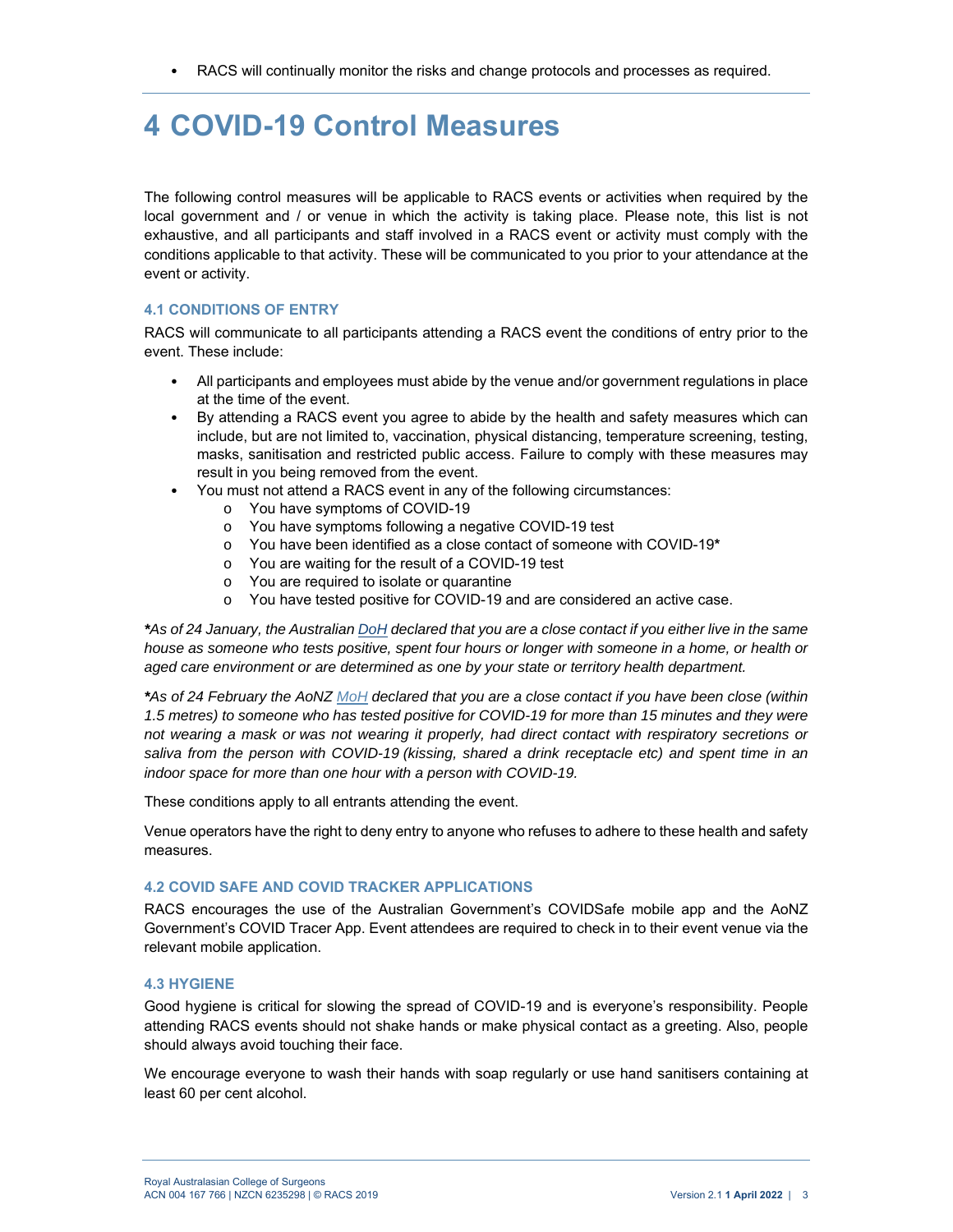- RACS will continually monitor the risks and change protocols and processes as required.

# 4 COVID-19 Control Measures

The following control measures will be applicable to RACS events or activities when required by the local government and / or venue in which the activity is taking place. Please note, this list is not exhaustive, and all participants and staff involved in a RACS event or activity must comply with the conditions applicable to that activity. These will be communicated to you prior to your attendance at the event or activity.

### 4.1 CONDITIONS OF ENTRY

RACS will communicate to all participants attending a RACS event the conditions of entry prior to the event. These include:

- All participants and employees must abide by the venue and/or government regulations in place at the time of the event.
- By attending a RACS event you agree to abide by the health and safety measures which can include, but are not limited to, vaccination, physical distancing, temperature screening, testing, masks, sanitisation and restricted public access. Failure to comply with these measures may result in you being removed from the event.
- You must not attend a RACS event in any of the following circumstances:
  - You have symptoms of COVID-19
  - You have symptoms following a negative COVID-19 test
  - You have been identified as a close contact of someone with COVID-19**\***
  - You are waiting for the result of a COVID-19 test
  - You are required to isolate or quarantine
  - You have tested positive for COVID-19 and are considered an active case.

***\****As of 24 January, the Australian DoH declared that you are a close contact if you either live in the same house as someone who tests positive, spent four hours or longer with someone in a home, or health or aged care environment or are determined as one by your state or territory health department.*

***\****As of 24 February the AoNZ MoH declared that you are a close contact if you have been close (within 1.5 metres) to someone who has tested positive for COVID-19 for more than 15 minutes and they were not wearing a mask or was not wearing it properly, had direct contact with respiratory secretions or saliva from the person with COVID-19 (kissing, shared a drink receptacle etc) and spent time in an indoor space for more than one hour with a person with COVID-19.*

These conditions apply to all entrants attending the event.

Venue operators have the right to deny entry to anyone who refuses to adhere to these health and safety measures.

### 4.2 COVID SAFE AND COVID TRACKER APPLICATIONS

RACS encourages the use of the Australian Government's COVIDSafe mobile app and the AoNZ Government's COVID Tracer App. Event attendees are required to check in to their event venue via the relevant mobile application.

### 4.3 HYGIENE

Good hygiene is critical for slowing the spread of COVID-19 and is everyone's responsibility. People attending RACS events should not shake hands or make physical contact as a greeting. Also, people should always avoid touching their face.

We encourage everyone to wash their hands with soap regularly or use hand sanitisers containing at least 60 per cent alcohol.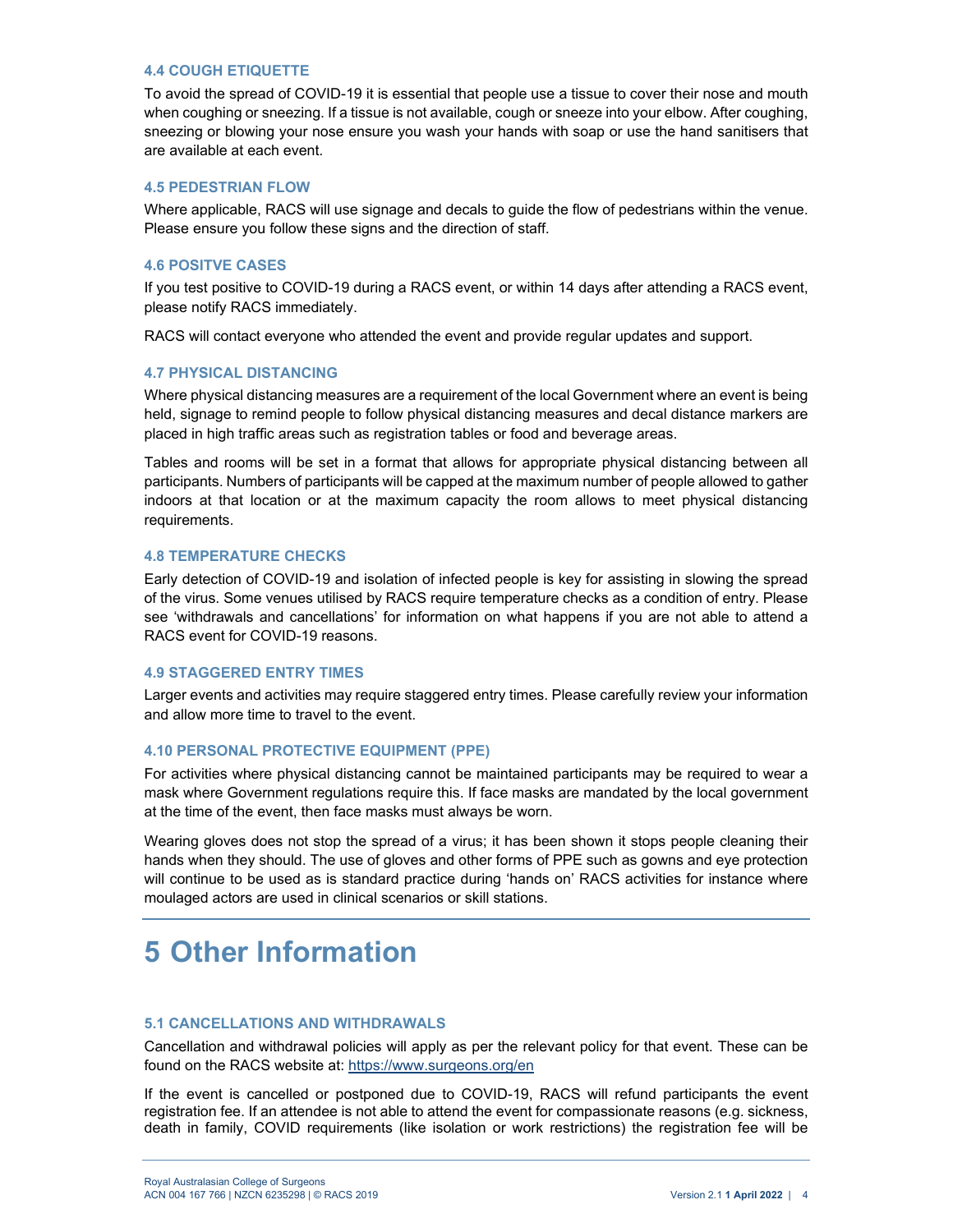### 4.4 COUGH ETIQUETTE

To avoid the spread of COVID-19 it is essential that people use a tissue to cover their nose and mouth when coughing or sneezing. If a tissue is not available, cough or sneeze into your elbow. After coughing, sneezing or blowing your nose ensure you wash your hands with soap or use the hand sanitisers that are available at each event.

### 4.5 PEDESTRIAN FLOW

Where applicable, RACS will use signage and decals to guide the flow of pedestrians within the venue. Please ensure you follow these signs and the direction of staff.

### 4.6 POSITVE CASES

If you test positive to COVID-19 during a RACS event, or within 14 days after attending a RACS event, please notify RACS immediately.

RACS will contact everyone who attended the event and provide regular updates and support.

### 4.7 PHYSICAL DISTANCING

Where physical distancing measures are a requirement of the local Government where an event is being held, signage to remind people to follow physical distancing measures and decal distance markers are placed in high traffic areas such as registration tables or food and beverage areas.

Tables and rooms will be set in a format that allows for appropriate physical distancing between all participants. Numbers of participants will be capped at the maximum number of people allowed to gather indoors at that location or at the maximum capacity the room allows to meet physical distancing requirements.

### 4.8 TEMPERATURE CHECKS

Early detection of COVID-19 and isolation of infected people is key for assisting in slowing the spread of the virus. Some venues utilised by RACS require temperature checks as a condition of entry. Please see 'withdrawals and cancellations' for information on what happens if you are not able to attend a RACS event for COVID-19 reasons.

### 4.9 STAGGERED ENTRY TIMES

Larger events and activities may require staggered entry times. Please carefully review your information and allow more time to travel to the event.

### 4.10 PERSONAL PROTECTIVE EQUIPMENT (PPE)

For activities where physical distancing cannot be maintained participants may be required to wear a mask where Government regulations require this. If face masks are mandated by the local government at the time of the event, then face masks must always be worn.

Wearing gloves does not stop the spread of a virus; it has been shown it stops people cleaning their hands when they should. The use of gloves and other forms of PPE such as gowns and eye protection will continue to be used as is standard practice during 'hands on' RACS activities for instance where moulaged actors are used in clinical scenarios or skill stations.

# 5 Other Information

### 5.1 CANCELLATIONS AND WITHDRAWALS

Cancellation and withdrawal policies will apply as per the relevant policy for that event. These can be found on the RACS website at: https://www.surgeons.org/en

If the event is cancelled or postponed due to COVID-19, RACS will refund participants the event registration fee. If an attendee is not able to attend the event for compassionate reasons (e.g. sickness, death in family, COVID requirements (like isolation or work restrictions) the registration fee will be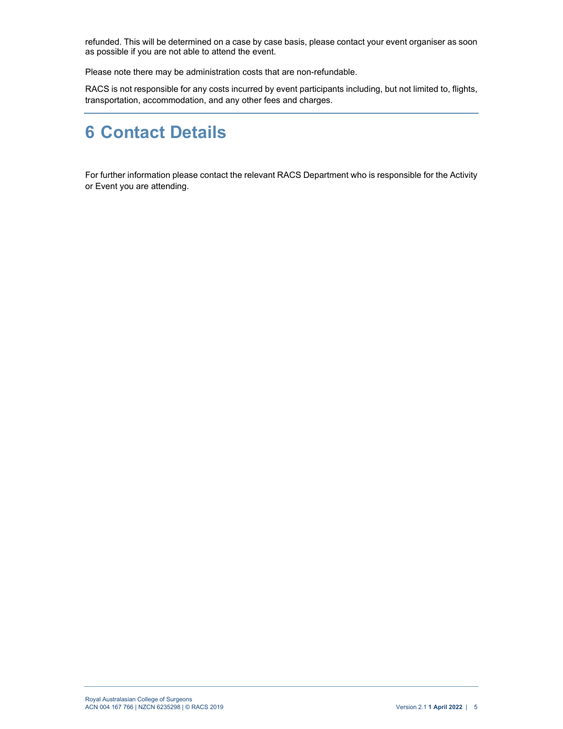refunded. This will be determined on a case by case basis, please contact your event organiser as soon as possible if you are not able to attend the event.

Please note there may be administration costs that are non-refundable.

RACS is not responsible for any costs incurred by event participants including, but not limited to, flights, transportation, accommodation, and any other fees and charges.

# 6 Contact Details

For further information please contact the relevant RACS Department who is responsible for the Activity or Event you are attending.